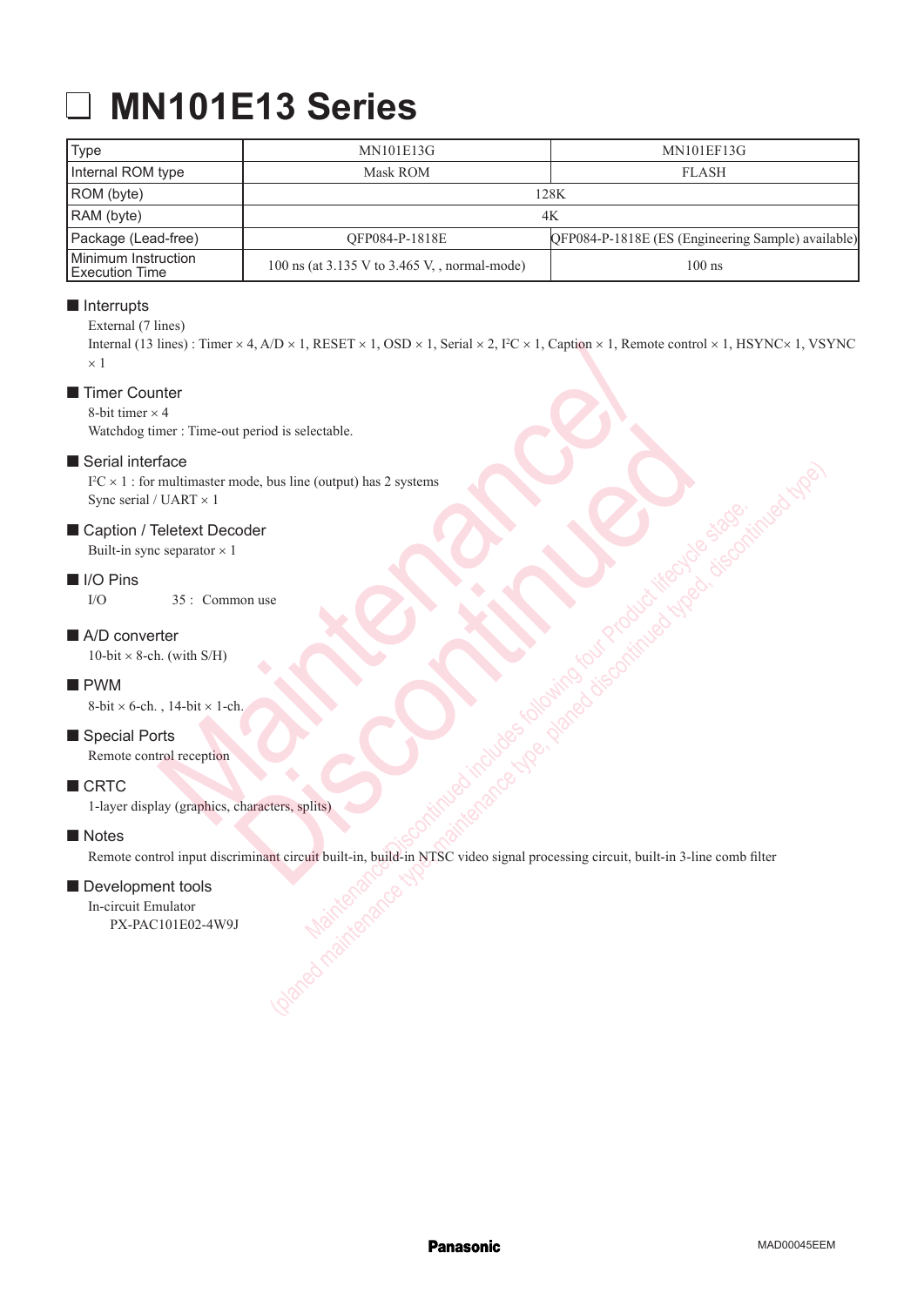# MN101E13 Series

| Type | MN101E13G | MN101EF13G |
|---|---|---|
| Internal ROM type | Mask ROM | FLASH |
| ROM (byte) | 128K | |
| RAM (byte) | 4K | |
| Package (Lead-free) | QFP084-P-1818E | QFP084-P-1818E (ES (Engineering Sample) available) |
| Minimum Instruction Execution Time | 100 ns (at 3.135 V to 3.465 V, , normal-mode) | 100 ns |

## Interrupts

External (7 lines)

Internal (13 lines) : Timer × 4, A/D × 1, RESET × 1, OSD × 1, Serial × 2, I²C × 1, Caption × 1, Remote control × 1, HSYNC× 1, VSYNC × 1

## Timer Counter

8-bit timer × 4

Watchdog timer : Time-out period is selectable.

## Serial interface

I²C × 1 : for multimaster mode, bus line (output) has 2 systems

Sync serial / UART × 1

## Caption / Teletext Decoder

Built-in sync separator × 1

## I/O Pins

I/O 35 : Common use

## A/D converter

10-bit × 8-ch. (with S/H)

## PWM

8-bit × 6-ch. , 14-bit × 1-ch.

## Special Ports

Remote control reception

## CRTC

1-layer display (graphics, characters, splits)

## Notes

Remote control input discriminant circuit built-in, build-in NTSC video signal processing circuit, built-in 3-line comb filter

## Development tools

In-circuit Emulator

PX-PAC101E02-4W9J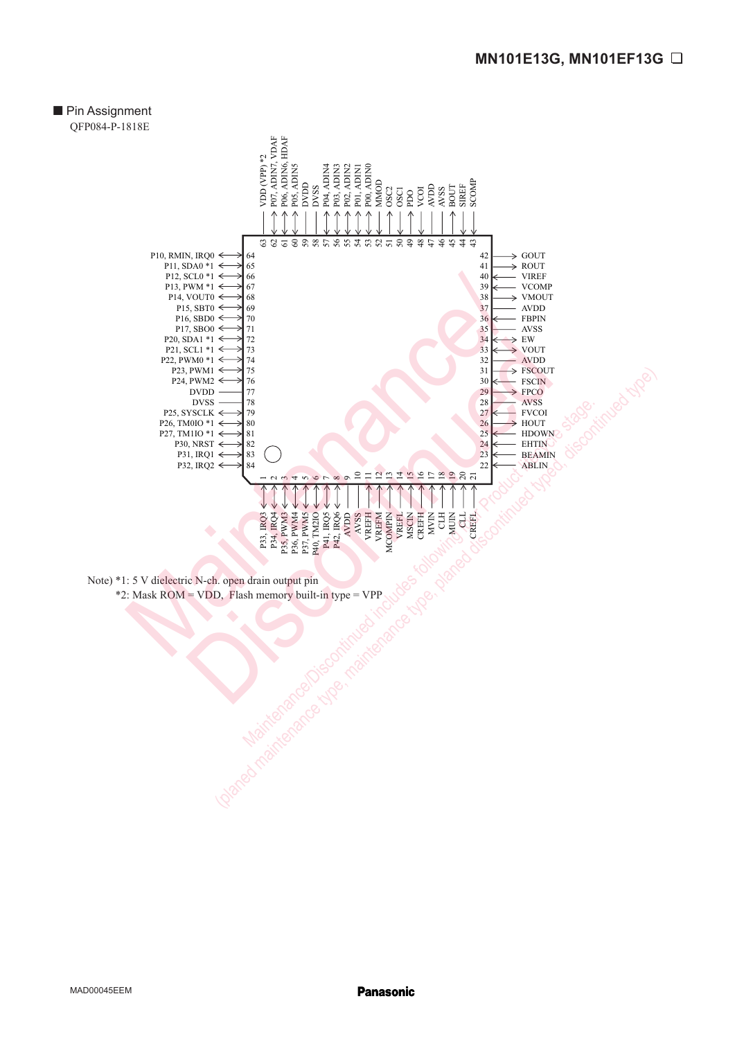## Pin Assignment

QFP084-P-1818E

| Pin | Name | Pin | Name |
|---|---|---|---|
| 1 | P33, IRQ3 | 43 | SCOMP |
| 2 | P34, IRQ4 | 44 | SIREF |
| 3 | P35, PWM3 | 45 | BOUT |
| 4 | P36, PWM4 | 46 | AVSS |
| 5 | P37, PWM5 | 47 | AVDD |
| 6 | P40, TM2IO | 48 | VCOI |
| 7 | P41, IRQ5 | 49 | PDO |
| 8 | P42, IRQ6 | 50 | OSC1 |
| 9 | AVDD | 51 | OSC2 |
| 10 | AVSS | 52 | MMOD |
| 11 | VREFH | 53 | P00, ADIN0 |
| 12 | VREFM | 54 | P01, ADIN1 |
| 13 | MCOMPIN | 55 | P02, ADIN2 |
| 14 | VREFL | 56 | P03, ADIN3 |
| 15 | MSCIN | 57 | P04, ADIN4 |
| 16 | CREFH | 58 | DVSS |
| 17 | MVIN | 59 | DVDD |
| 18 | CLH | 60 | P05, ADIN5 |
| 19 | MUIN | 61 | P06, ADIN6, HDAF |
| 20 | CLL | 62 | P07, ADIN7, VDAF |
| 21 | CREFL | 63 | VDD (VPP) *2 |
| 22 | ABLIN | 64 | P10, RMIN, IRQ0 |
| 23 | BEAMIN | 65 | P11, SDA0 *1 |
| 24 | EHTIN | 66 | P12, SCL0 *1 |
| 25 | HDOWN | 67 | P13, PWM *1 |
| 26 | HOUT | 68 | P14, VOUT0 |
| 27 | FVCOI | 69 | P15, SBT0 |
| 28 | AVSS | 70 | P16, SBD0 |
| 29 | FPCO | 71 | P17, SBO0 |
| 30 | FSCIN | 72 | P20, SDA1 *1 |
| 31 | FSCOUT | 73 | P21, SCL1 *1 |
| 32 | AVDD | 74 | P22, PWM0 *1 |
| 33 | VOUT | 75 | P23, PWM1 |
| 34 | EW | 76 | P24, PWM2 |
| 35 | AVSS | 77 | DVDD |
| 36 | FBPIN | 78 | DVSS |
| 37 | AVDD | 79 | P25, SYSCLK |
| 38 | VMOUT | 80 | P26, TM0IO *1 |
| 39 | VCOMP | 81 | P27, TM1IO *1 |
| 40 | VIREF | 82 | P30, NRST |
| 41 | ROUT | 83 | P31, IRQ1 |
| 42 | GOUT | 84 | P32, IRQ2 |

Note) *1: 5 V dielectric N-ch. open drain output pin
*2: Mask ROM = VDD, Flash memory built-in type = VPP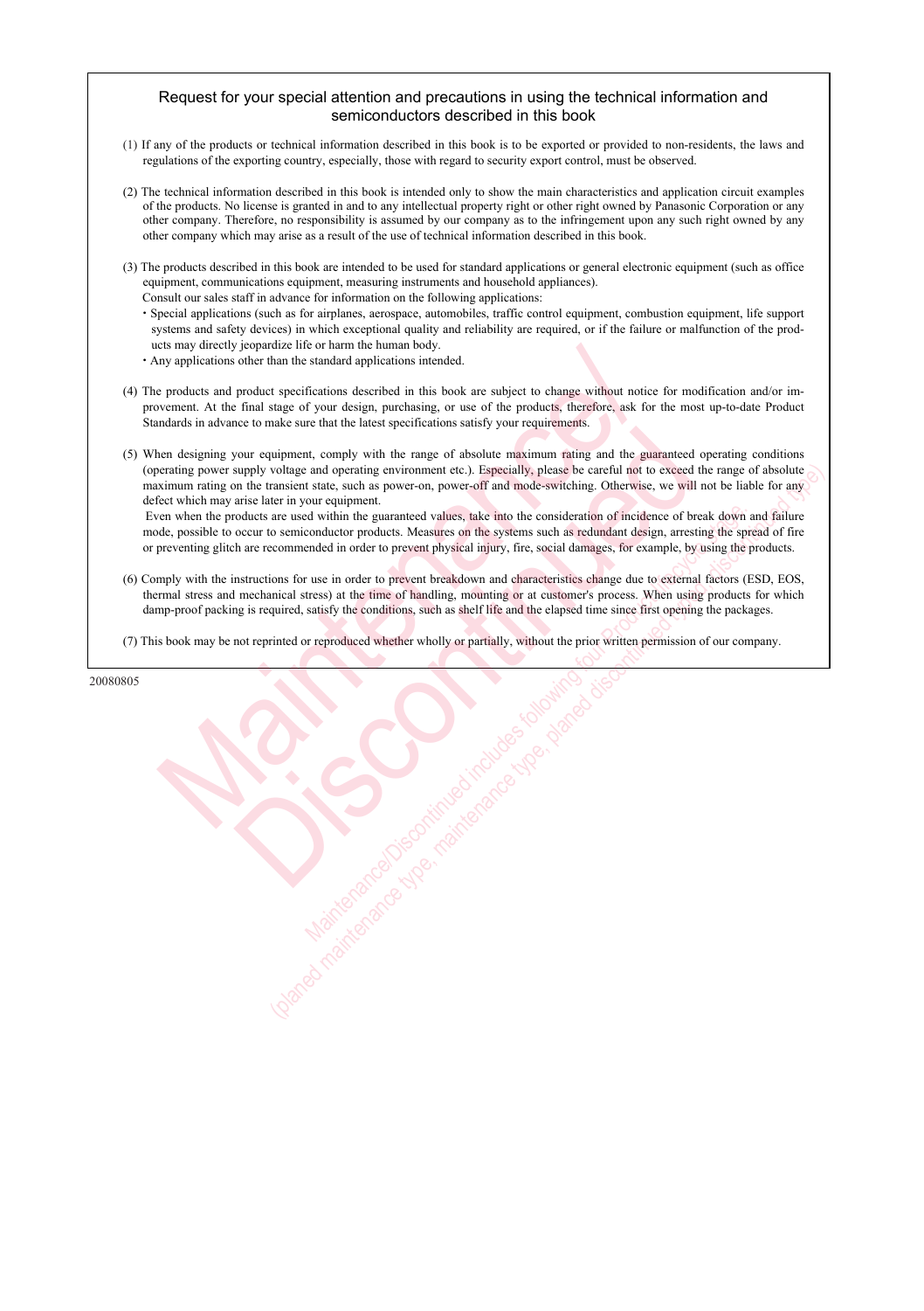## Request for your special attention and precautions in using the technical information and semiconductors described in this book

(1) If any of the products or technical information described in this book is to be exported or provided to non-residents, the laws and regulations of the exporting country, especially, those with regard to security export control, must be observed.

(2) The technical information described in this book is intended only to show the main characteristics and application circuit examples of the products. No license is granted in and to any intellectual property right or other right owned by Panasonic Corporation or any other company. Therefore, no responsibility is assumed by our company as to the infringement upon any such right owned by any other company which may arise as a result of the use of technical information described in this book.

(3) The products described in this book are intended to be used for standard applications or general electronic equipment (such as office equipment, communications equipment, measuring instruments and household appliances).
Consult our sales staff in advance for information on the following applications:
- Special applications (such as for airplanes, aerospace, automobiles, traffic control equipment, combustion equipment, life support systems and safety devices) in which exceptional quality and reliability are required, or if the failure or malfunction of the products may directly jeopardize life or harm the human body.
- Any applications other than the standard applications intended.

(4) The products and product specifications described in this book are subject to change without notice for modification and/or improvement. At the final stage of your design, purchasing, or use of the products, therefore, ask for the most up-to-date Product Standards in advance to make sure that the latest specifications satisfy your requirements.

(5) When designing your equipment, comply with the range of absolute maximum rating and the guaranteed operating conditions (operating power supply voltage and operating environment etc.). Especially, please be careful not to exceed the range of absolute maximum rating on the transient state, such as power-on, power-off and mode-switching. Otherwise, we will not be liable for any defect which may arise later in your equipment.
Even when the products are used within the guaranteed values, take into the consideration of incidence of break down and failure mode, possible to occur to semiconductor products. Measures on the systems such as redundant design, arresting the spread of fire or preventing glitch are recommended in order to prevent physical injury, fire, social damages, for example, by using the products.

(6) Comply with the instructions for use in order to prevent breakdown and characteristics change due to external factors (ESD, EOS, thermal stress and mechanical stress) at the time of handling, mounting or at customer's process. When using products for which damp-proof packing is required, satisfy the conditions, such as shelf life and the elapsed time since first opening the packages.

(7) This book may be not reprinted or reproduced whether wholly or partially, without the prior written permission of our company.

20080805